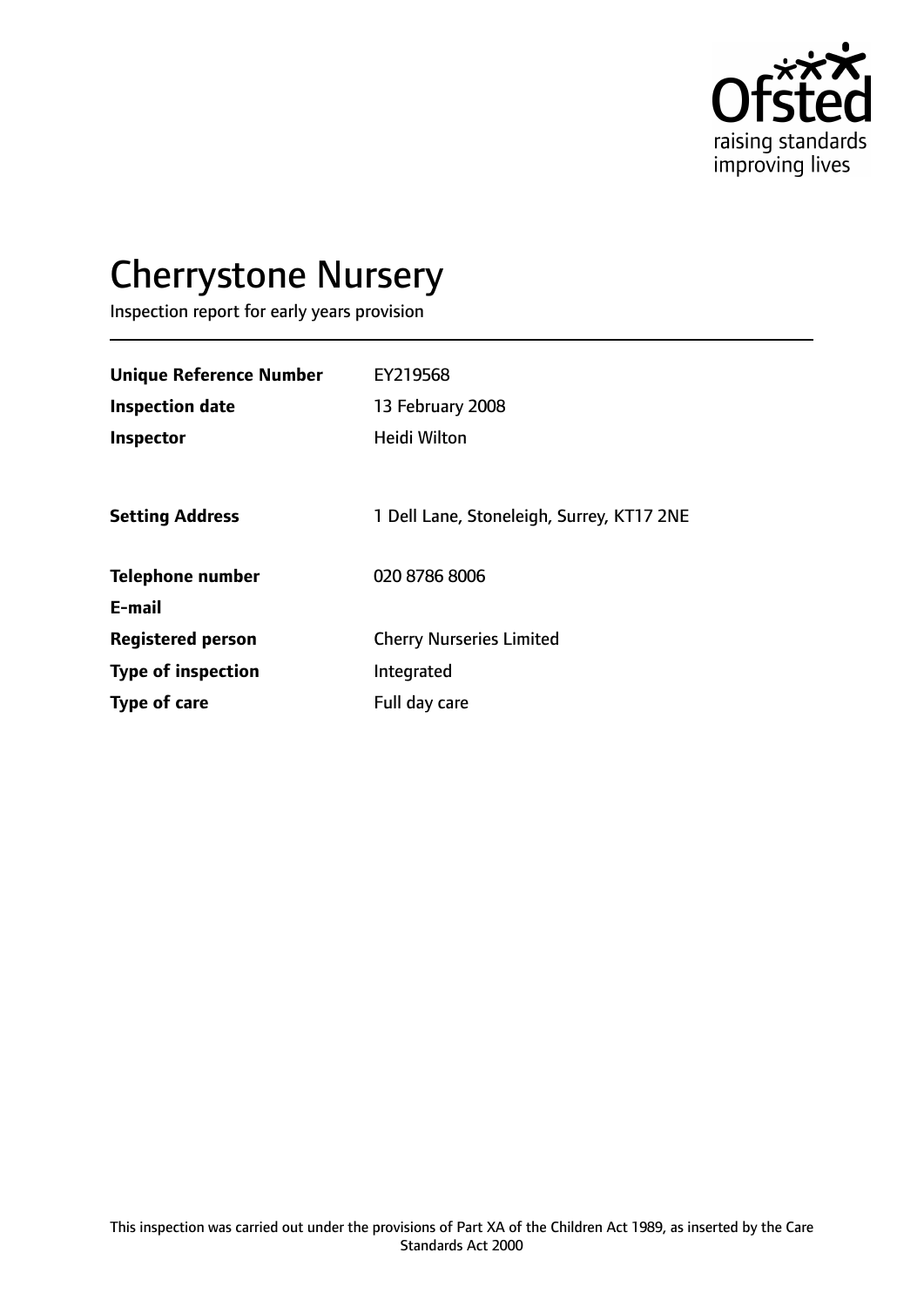# Cherrystone Nursery

Inspection report for early years provision

| | |
|---|---|
| **Unique Reference Number** | EY219568 |
| **Inspection date** | 13 February 2008 |
| **Inspector** | Heidi Wilton |
| **Setting Address** | 1 Dell Lane, Stoneleigh, Surrey, KT17 2NE |
| **Telephone number** | 020 8786 8006 |
| **E-mail** | |
| **Registered person** | Cherry Nurseries Limited |
| **Type of inspection** | Integrated |
| **Type of care** | Full day care |

This inspection was carried out under the provisions of Part XA of the Children Act 1989, as inserted by the Care Standards Act 2000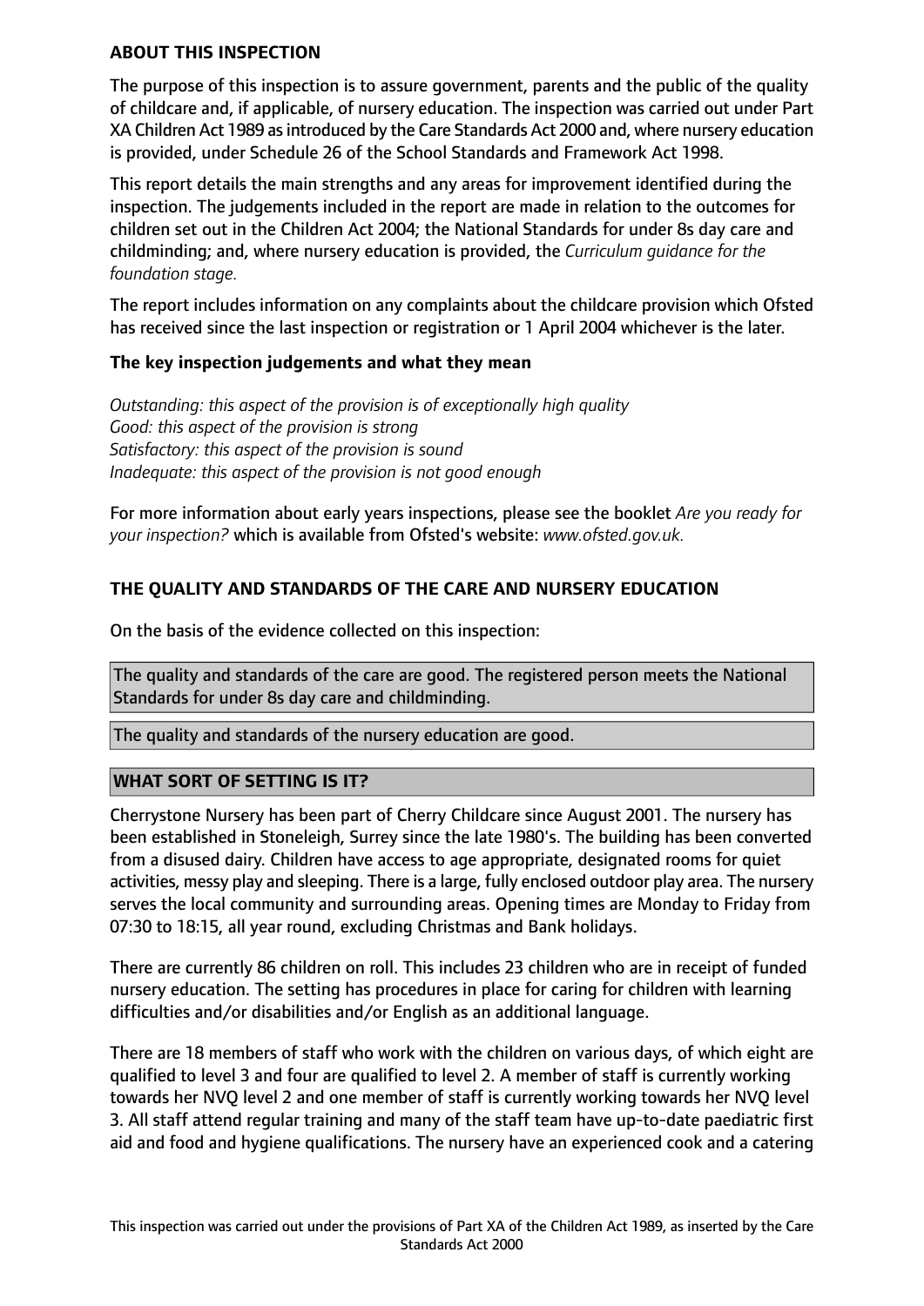## ABOUT THIS INSPECTION

The purpose of this inspection is to assure government, parents and the public of the quality of childcare and, if applicable, of nursery education. The inspection was carried out under Part XA Children Act 1989 as introduced by the Care Standards Act 2000 and, where nursery education is provided, under Schedule 26 of the School Standards and Framework Act 1998.

This report details the main strengths and any areas for improvement identified during the inspection. The judgements included in the report are made in relation to the outcomes for children set out in the Children Act 2004; the National Standards for under 8s day care and childminding; and, where nursery education is provided, the *Curriculum guidance for the foundation stage.*

The report includes information on any complaints about the childcare provision which Ofsted has received since the last inspection or registration or 1 April 2004 whichever is the later.

### The key inspection judgements and what they mean

*Outstanding: this aspect of the provision is of exceptionally high quality*
*Good: this aspect of the provision is strong*
*Satisfactory: this aspect of the provision is sound*
*Inadequate: this aspect of the provision is not good enough*

For more information about early years inspections, please see the booklet *Are you ready for your inspection?* which is available from Ofsted's website: *www.ofsted.gov.uk.*

## THE QUALITY AND STANDARDS OF THE CARE AND NURSERY EDUCATION

On the basis of the evidence collected on this inspection:

The quality and standards of the care are good. The registered person meets the National Standards for under 8s day care and childminding.

The quality and standards of the nursery education are good.

## WHAT SORT OF SETTING IS IT?

Cherrystone Nursery has been part of Cherry Childcare since August 2001. The nursery has been established in Stoneleigh, Surrey since the late 1980's. The building has been converted from a disused dairy. Children have access to age appropriate, designated rooms for quiet activities, messy play and sleeping. There is a large, fully enclosed outdoor play area. The nursery serves the local community and surrounding areas. Opening times are Monday to Friday from 07:30 to 18:15, all year round, excluding Christmas and Bank holidays.

There are currently 86 children on roll. This includes 23 children who are in receipt of funded nursery education. The setting has procedures in place for caring for children with learning difficulties and/or disabilities and/or English as an additional language.

There are 18 members of staff who work with the children on various days, of which eight are qualified to level 3 and four are qualified to level 2. A member of staff is currently working towards her NVQ level 2 and one member of staff is currently working towards her NVQ level 3. All staff attend regular training and many of the staff team have up-to-date paediatric first aid and food and hygiene qualifications. The nursery have an experienced cook and a catering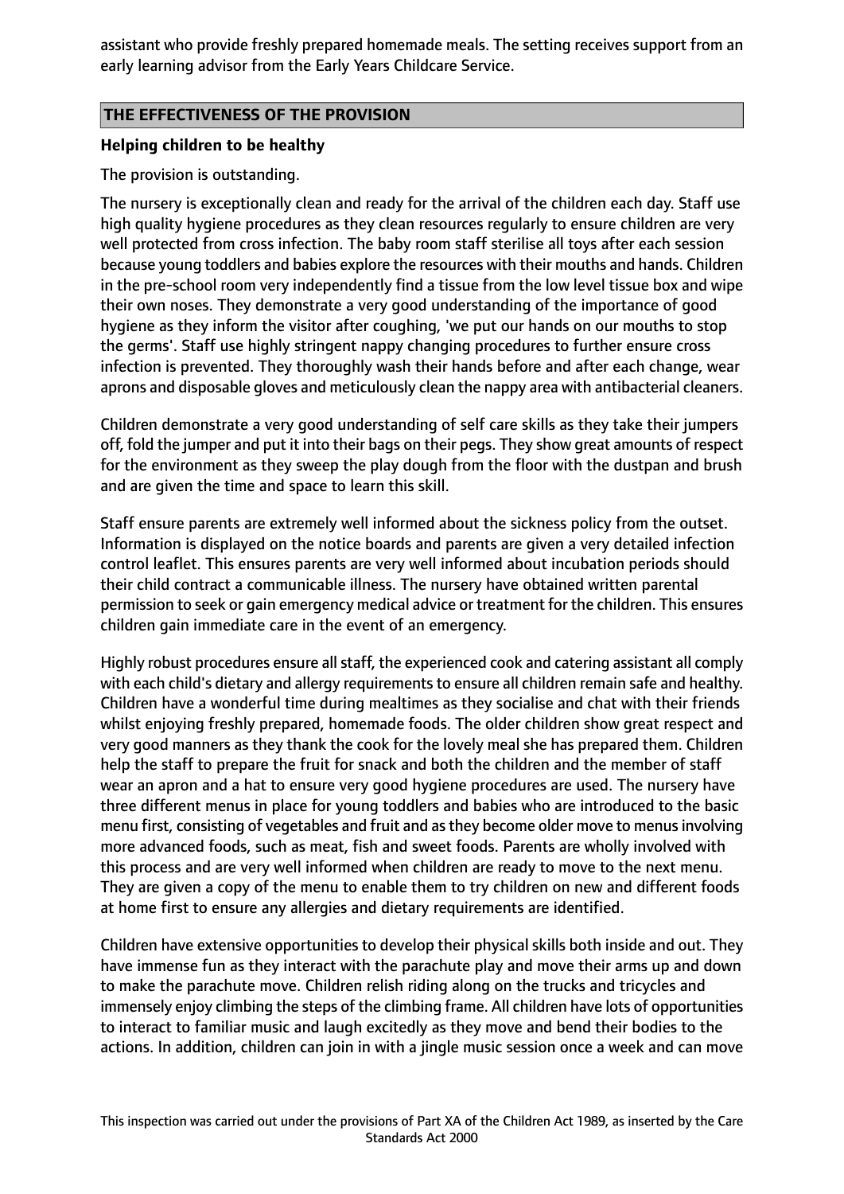assistant who provide freshly prepared homemade meals. The setting receives support from an early learning advisor from the Early Years Childcare Service.

## THE EFFECTIVENESS OF THE PROVISION

### Helping children to be healthy

The provision is outstanding.

The nursery is exceptionally clean and ready for the arrival of the children each day. Staff use high quality hygiene procedures as they clean resources regularly to ensure children are very well protected from cross infection. The baby room staff sterilise all toys after each session because young toddlers and babies explore the resources with their mouths and hands. Children in the pre-school room very independently find a tissue from the low level tissue box and wipe their own noses. They demonstrate a very good understanding of the importance of good hygiene as they inform the visitor after coughing, 'we put our hands on our mouths to stop the germs'. Staff use highly stringent nappy changing procedures to further ensure cross infection is prevented. They thoroughly wash their hands before and after each change, wear aprons and disposable gloves and meticulously clean the nappy area with antibacterial cleaners.

Children demonstrate a very good understanding of self care skills as they take their jumpers off, fold the jumper and put it into their bags on their pegs. They show great amounts of respect for the environment as they sweep the play dough from the floor with the dustpan and brush and are given the time and space to learn this skill.

Staff ensure parents are extremely well informed about the sickness policy from the outset. Information is displayed on the notice boards and parents are given a very detailed infection control leaflet. This ensures parents are very well informed about incubation periods should their child contract a communicable illness. The nursery have obtained written parental permission to seek or gain emergency medical advice or treatment for the children. This ensures children gain immediate care in the event of an emergency.

Highly robust procedures ensure all staff, the experienced cook and catering assistant all comply with each child's dietary and allergy requirements to ensure all children remain safe and healthy. Children have a wonderful time during mealtimes as they socialise and chat with their friends whilst enjoying freshly prepared, homemade foods. The older children show great respect and very good manners as they thank the cook for the lovely meal she has prepared them. Children help the staff to prepare the fruit for snack and both the children and the member of staff wear an apron and a hat to ensure very good hygiene procedures are used. The nursery have three different menus in place for young toddlers and babies who are introduced to the basic menu first, consisting of vegetables and fruit and as they become older move to menus involving more advanced foods, such as meat, fish and sweet foods. Parents are wholly involved with this process and are very well informed when children are ready to move to the next menu. They are given a copy of the menu to enable them to try children on new and different foods at home first to ensure any allergies and dietary requirements are identified.

Children have extensive opportunities to develop their physical skills both inside and out. They have immense fun as they interact with the parachute play and move their arms up and down to make the parachute move. Children relish riding along on the trucks and tricycles and immensely enjoy climbing the steps of the climbing frame. All children have lots of opportunities to interact to familiar music and laugh excitedly as they move and bend their bodies to the actions. In addition, children can join in with a jingle music session once a week and can move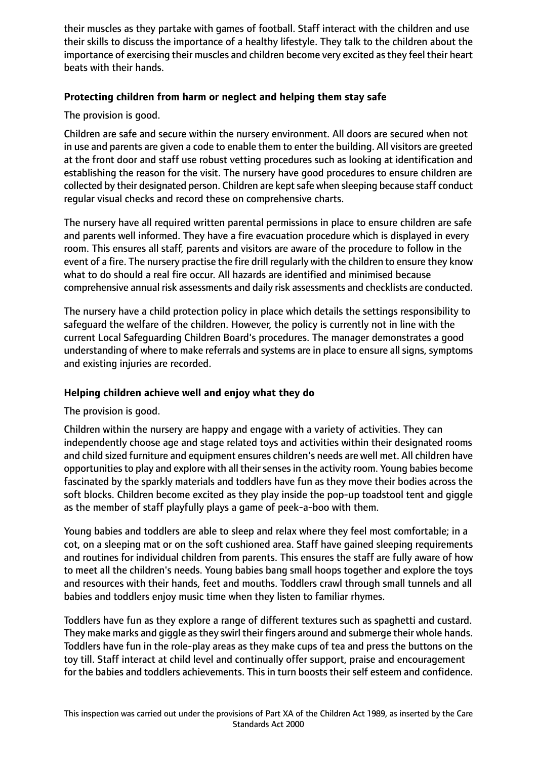their muscles as they partake with games of football. Staff interact with the children and use their skills to discuss the importance of a healthy lifestyle. They talk to the children about the importance of exercising their muscles and children become very excited as they feel their heart beats with their hands.

**Protecting children from harm or neglect and helping them stay safe**

The provision is good.

Children are safe and secure within the nursery environment. All doors are secured when not in use and parents are given a code to enable them to enter the building. All visitors are greeted at the front door and staff use robust vetting procedures such as looking at identification and establishing the reason for the visit. The nursery have good procedures to ensure children are collected by their designated person. Children are kept safe when sleeping because staff conduct regular visual checks and record these on comprehensive charts.

The nursery have all required written parental permissions in place to ensure children are safe and parents well informed. They have a fire evacuation procedure which is displayed in every room. This ensures all staff, parents and visitors are aware of the procedure to follow in the event of a fire. The nursery practise the fire drill regularly with the children to ensure they know what to do should a real fire occur. All hazards are identified and minimised because comprehensive annual risk assessments and daily risk assessments and checklists are conducted.

The nursery have a child protection policy in place which details the settings responsibility to safeguard the welfare of the children. However, the policy is currently not in line with the current Local Safeguarding Children Board's procedures. The manager demonstrates a good understanding of where to make referrals and systems are in place to ensure all signs, symptoms and existing injuries are recorded.

**Helping children achieve well and enjoy what they do**

The provision is good.

Children within the nursery are happy and engage with a variety of activities. They can independently choose age and stage related toys and activities within their designated rooms and child sized furniture and equipment ensures children's needs are well met. All children have opportunities to play and explore with all their senses in the activity room. Young babies become fascinated by the sparkly materials and toddlers have fun as they move their bodies across the soft blocks. Children become excited as they play inside the pop-up toadstool tent and giggle as the member of staff playfully plays a game of peek-a-boo with them.

Young babies and toddlers are able to sleep and relax where they feel most comfortable; in a cot, on a sleeping mat or on the soft cushioned area. Staff have gained sleeping requirements and routines for individual children from parents. This ensures the staff are fully aware of how to meet all the children's needs. Young babies bang small hoops together and explore the toys and resources with their hands, feet and mouths. Toddlers crawl through small tunnels and all babies and toddlers enjoy music time when they listen to familiar rhymes.

Toddlers have fun as they explore a range of different textures such as spaghetti and custard. They make marks and giggle as they swirl their fingers around and submerge their whole hands. Toddlers have fun in the role-play areas as they make cups of tea and press the buttons on the toy till. Staff interact at child level and continually offer support, praise and encouragement for the babies and toddlers achievements. This in turn boosts their self esteem and confidence.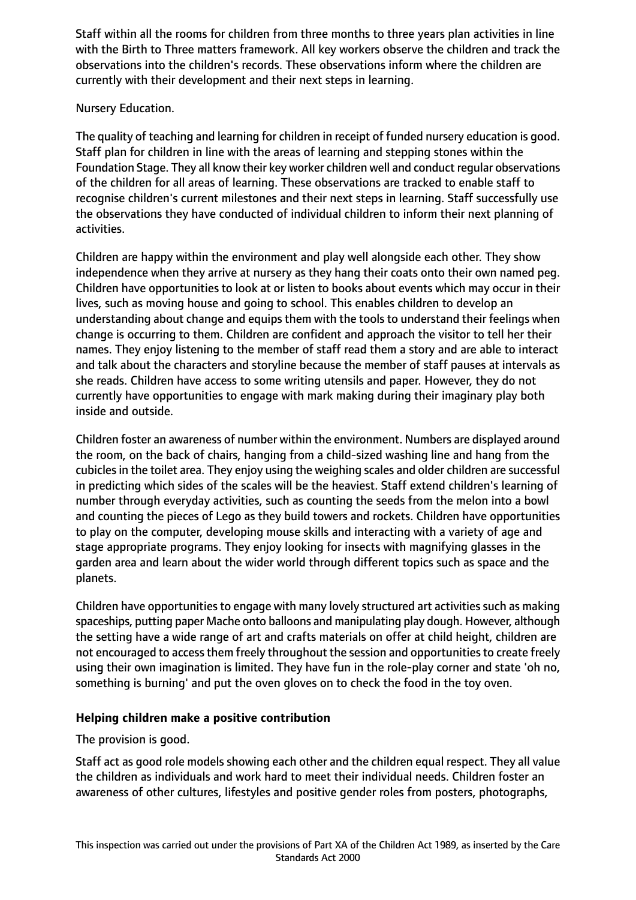Staff within all the rooms for children from three months to three years plan activities in line with the Birth to Three matters framework. All key workers observe the children and track the observations into the children's records. These observations inform where the children are currently with their development and their next steps in learning.

Nursery Education.

The quality of teaching and learning for children in receipt of funded nursery education is good. Staff plan for children in line with the areas of learning and stepping stones within the Foundation Stage. They all know their key worker children well and conduct regular observations of the children for all areas of learning. These observations are tracked to enable staff to recognise children's current milestones and their next steps in learning. Staff successfully use the observations they have conducted of individual children to inform their next planning of activities.

Children are happy within the environment and play well alongside each other. They show independence when they arrive at nursery as they hang their coats onto their own named peg. Children have opportunities to look at or listen to books about events which may occur in their lives, such as moving house and going to school. This enables children to develop an understanding about change and equips them with the tools to understand their feelings when change is occurring to them. Children are confident and approach the visitor to tell her their names. They enjoy listening to the member of staff read them a story and are able to interact and talk about the characters and storyline because the member of staff pauses at intervals as she reads. Children have access to some writing utensils and paper. However, they do not currently have opportunities to engage with mark making during their imaginary play both inside and outside.

Children foster an awareness of number within the environment. Numbers are displayed around the room, on the back of chairs, hanging from a child-sized washing line and hang from the cubicles in the toilet area. They enjoy using the weighing scales and older children are successful in predicting which sides of the scales will be the heaviest. Staff extend children's learning of number through everyday activities, such as counting the seeds from the melon into a bowl and counting the pieces of Lego as they build towers and rockets. Children have opportunities to play on the computer, developing mouse skills and interacting with a variety of age and stage appropriate programs. They enjoy looking for insects with magnifying glasses in the garden area and learn about the wider world through different topics such as space and the planets.

Children have opportunities to engage with many lovely structured art activities such as making spaceships, putting paper Mache onto balloons and manipulating play dough. However, although the setting have a wide range of art and crafts materials on offer at child height, children are not encouraged to access them freely throughout the session and opportunities to create freely using their own imagination is limited. They have fun in the role-play corner and state 'oh no, something is burning' and put the oven gloves on to check the food in the toy oven.

### Helping children make a positive contribution

The provision is good.

Staff act as good role models showing each other and the children equal respect. They all value the children as individuals and work hard to meet their individual needs. Children foster an awareness of other cultures, lifestyles and positive gender roles from posters, photographs,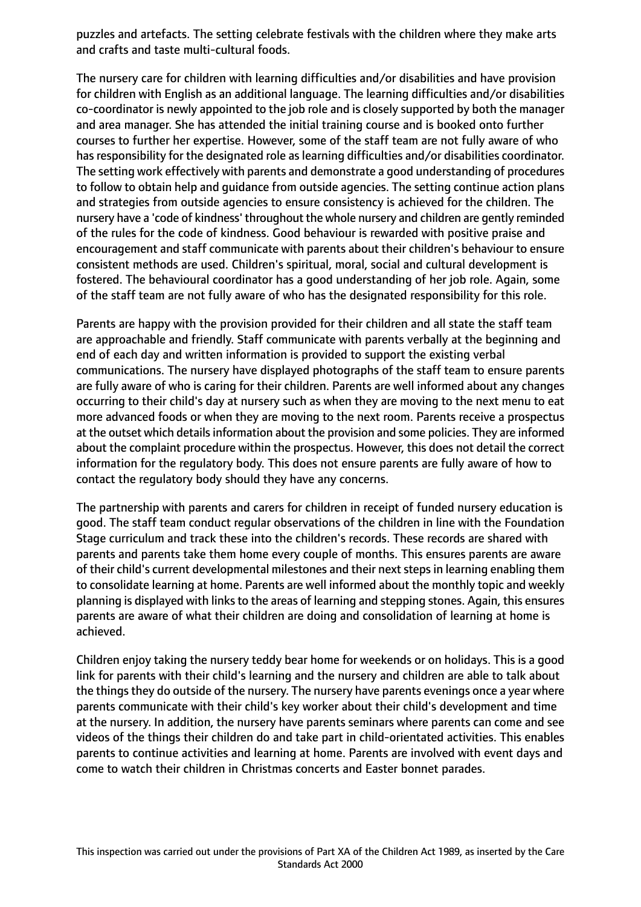puzzles and artefacts. The setting celebrate festivals with the children where they make arts and crafts and taste multi-cultural foods.

The nursery care for children with learning difficulties and/or disabilities and have provision for children with English as an additional language. The learning difficulties and/or disabilities co-coordinator is newly appointed to the job role and is closely supported by both the manager and area manager. She has attended the initial training course and is booked onto further courses to further her expertise. However, some of the staff team are not fully aware of who has responsibility for the designated role as learning difficulties and/or disabilities coordinator. The setting work effectively with parents and demonstrate a good understanding of procedures to follow to obtain help and guidance from outside agencies. The setting continue action plans and strategies from outside agencies to ensure consistency is achieved for the children. The nursery have a 'code of kindness' throughout the whole nursery and children are gently reminded of the rules for the code of kindness. Good behaviour is rewarded with positive praise and encouragement and staff communicate with parents about their children's behaviour to ensure consistent methods are used. Children's spiritual, moral, social and cultural development is fostered. The behavioural coordinator has a good understanding of her job role. Again, some of the staff team are not fully aware of who has the designated responsibility for this role.

Parents are happy with the provision provided for their children and all state the staff team are approachable and friendly. Staff communicate with parents verbally at the beginning and end of each day and written information is provided to support the existing verbal communications. The nursery have displayed photographs of the staff team to ensure parents are fully aware of who is caring for their children. Parents are well informed about any changes occurring to their child's day at nursery such as when they are moving to the next menu to eat more advanced foods or when they are moving to the next room. Parents receive a prospectus at the outset which details information about the provision and some policies. They are informed about the complaint procedure within the prospectus. However, this does not detail the correct information for the regulatory body. This does not ensure parents are fully aware of how to contact the regulatory body should they have any concerns.

The partnership with parents and carers for children in receipt of funded nursery education is good. The staff team conduct regular observations of the children in line with the Foundation Stage curriculum and track these into the children's records. These records are shared with parents and parents take them home every couple of months. This ensures parents are aware of their child's current developmental milestones and their next steps in learning enabling them to consolidate learning at home. Parents are well informed about the monthly topic and weekly planning is displayed with links to the areas of learning and stepping stones. Again, this ensures parents are aware of what their children are doing and consolidation of learning at home is achieved.

Children enjoy taking the nursery teddy bear home for weekends or on holidays. This is a good link for parents with their child's learning and the nursery and children are able to talk about the things they do outside of the nursery. The nursery have parents evenings once a year where parents communicate with their child's key worker about their child's development and time at the nursery. In addition, the nursery have parents seminars where parents can come and see videos of the things their children do and take part in child-orientated activities. This enables parents to continue activities and learning at home. Parents are involved with event days and come to watch their children in Christmas concerts and Easter bonnet parades.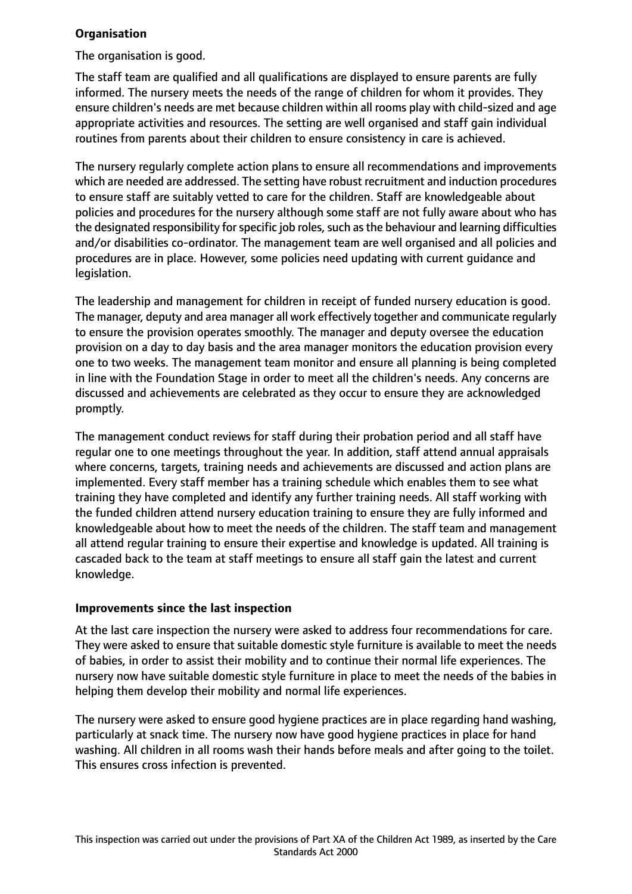**Organisation**

The organisation is good.

The staff team are qualified and all qualifications are displayed to ensure parents are fully informed. The nursery meets the needs of the range of children for whom it provides. They ensure children's needs are met because children within all rooms play with child-sized and age appropriate activities and resources. The setting are well organised and staff gain individual routines from parents about their children to ensure consistency in care is achieved.

The nursery regularly complete action plans to ensure all recommendations and improvements which are needed are addressed. The setting have robust recruitment and induction procedures to ensure staff are suitably vetted to care for the children. Staff are knowledgeable about policies and procedures for the nursery although some staff are not fully aware about who has the designated responsibility for specific job roles, such as the behaviour and learning difficulties and/or disabilities co-ordinator. The management team are well organised and all policies and procedures are in place. However, some policies need updating with current guidance and legislation.

The leadership and management for children in receipt of funded nursery education is good. The manager, deputy and area manager all work effectively together and communicate regularly to ensure the provision operates smoothly. The manager and deputy oversee the education provision on a day to day basis and the area manager monitors the education provision every one to two weeks. The management team monitor and ensure all planning is being completed in line with the Foundation Stage in order to meet all the children's needs. Any concerns are discussed and achievements are celebrated as they occur to ensure they are acknowledged promptly.

The management conduct reviews for staff during their probation period and all staff have regular one to one meetings throughout the year. In addition, staff attend annual appraisals where concerns, targets, training needs and achievements are discussed and action plans are implemented. Every staff member has a training schedule which enables them to see what training they have completed and identify any further training needs. All staff working with the funded children attend nursery education training to ensure they are fully informed and knowledgeable about how to meet the needs of the children. The staff team and management all attend regular training to ensure their expertise and knowledge is updated. All training is cascaded back to the team at staff meetings to ensure all staff gain the latest and current knowledge.

**Improvements since the last inspection**

At the last care inspection the nursery were asked to address four recommendations for care. They were asked to ensure that suitable domestic style furniture is available to meet the needs of babies, in order to assist their mobility and to continue their normal life experiences. The nursery now have suitable domestic style furniture in place to meet the needs of the babies in helping them develop their mobility and normal life experiences.

The nursery were asked to ensure good hygiene practices are in place regarding hand washing, particularly at snack time. The nursery now have good hygiene practices in place for hand washing. All children in all rooms wash their hands before meals and after going to the toilet. This ensures cross infection is prevented.

This inspection was carried out under the provisions of Part XA of the Children Act 1989, as inserted by the Care Standards Act 2000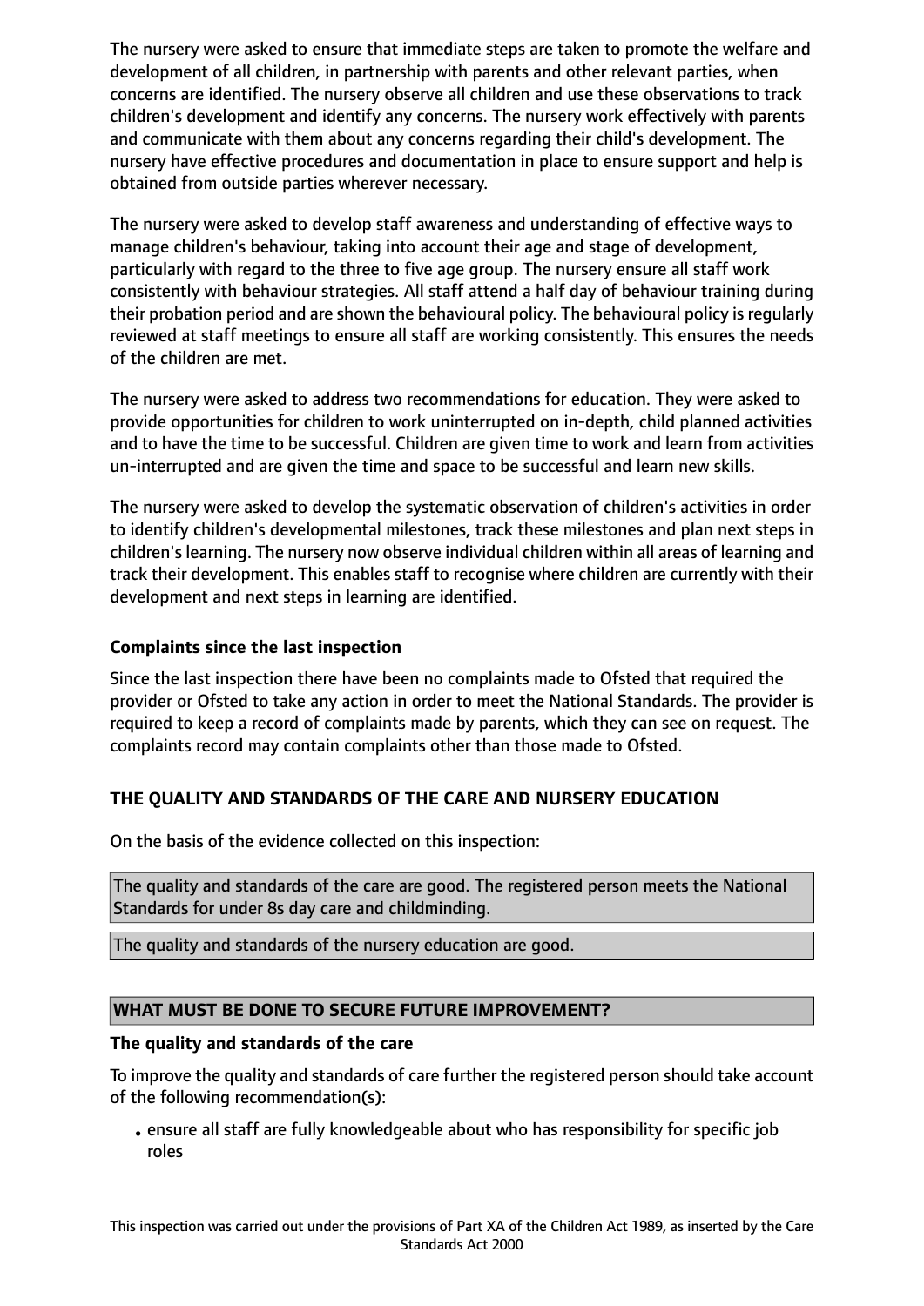The nursery were asked to ensure that immediate steps are taken to promote the welfare and development of all children, in partnership with parents and other relevant parties, when concerns are identified. The nursery observe all children and use these observations to track children's development and identify any concerns. The nursery work effectively with parents and communicate with them about any concerns regarding their child's development. The nursery have effective procedures and documentation in place to ensure support and help is obtained from outside parties wherever necessary.

The nursery were asked to develop staff awareness and understanding of effective ways to manage children's behaviour, taking into account their age and stage of development, particularly with regard to the three to five age group. The nursery ensure all staff work consistently with behaviour strategies. All staff attend a half day of behaviour training during their probation period and are shown the behavioural policy. The behavioural policy is regularly reviewed at staff meetings to ensure all staff are working consistently. This ensures the needs of the children are met.

The nursery were asked to address two recommendations for education. They were asked to provide opportunities for children to work uninterrupted on in-depth, child planned activities and to have the time to be successful. Children are given time to work and learn from activities un-interrupted and are given the time and space to be successful and learn new skills.

The nursery were asked to develop the systematic observation of children's activities in order to identify children's developmental milestones, track these milestones and plan next steps in children's learning. The nursery now observe individual children within all areas of learning and track their development. This enables staff to recognise where children are currently with their development and next steps in learning are identified.

### Complaints since the last inspection

Since the last inspection there have been no complaints made to Ofsted that required the provider or Ofsted to take any action in order to meet the National Standards. The provider is required to keep a record of complaints made by parents, which they can see on request. The complaints record may contain complaints other than those made to Ofsted.

## THE QUALITY AND STANDARDS OF THE CARE AND NURSERY EDUCATION

On the basis of the evidence collected on this inspection:

The quality and standards of the care are good. The registered person meets the National Standards for under 8s day care and childminding.

The quality and standards of the nursery education are good.

## WHAT MUST BE DONE TO SECURE FUTURE IMPROVEMENT?

### The quality and standards of the care

To improve the quality and standards of care further the registered person should take account of the following recommendation(s):

- ensure all staff are fully knowledgeable about who has responsibility for specific job roles

This inspection was carried out under the provisions of Part XA of the Children Act 1989, as inserted by the Care Standards Act 2000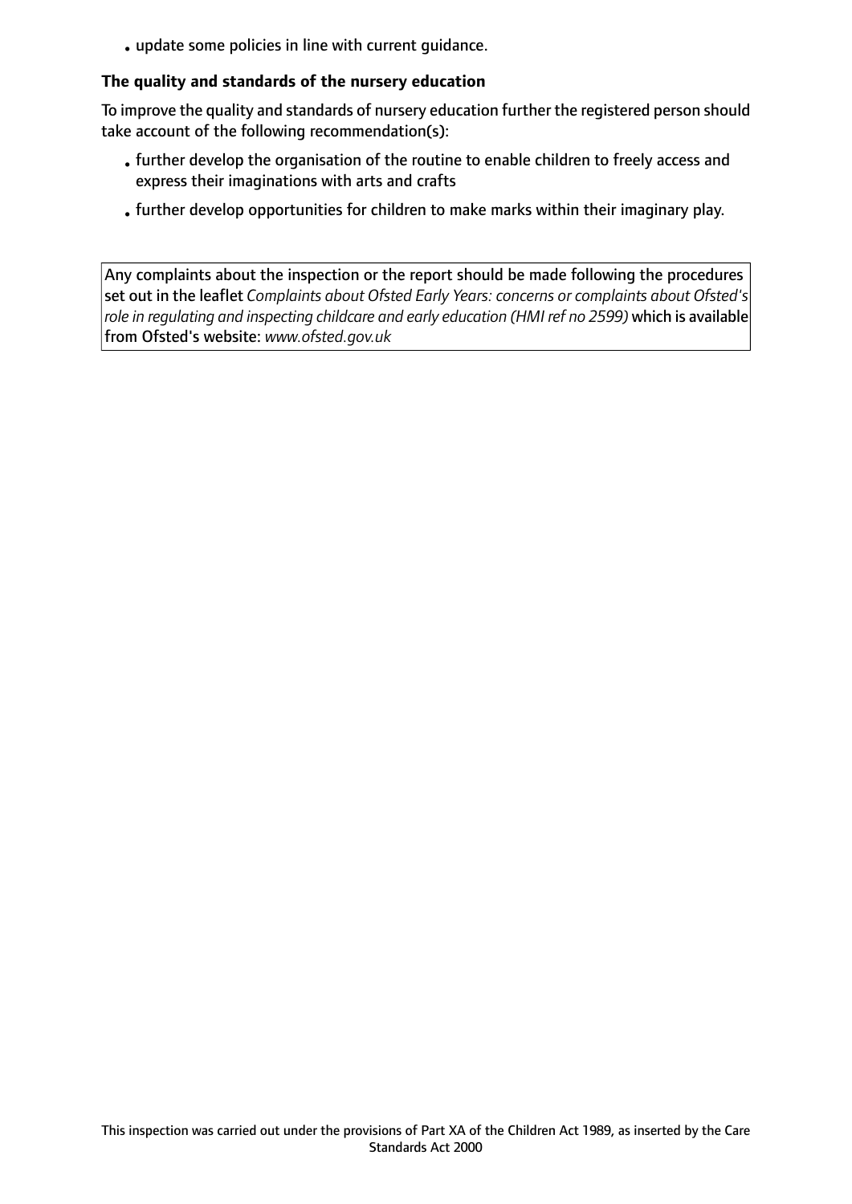- update some policies in line with current guidance.

**The quality and standards of the nursery education**

To improve the quality and standards of nursery education further the registered person should take account of the following recommendation(s):

- further develop the organisation of the routine to enable children to freely access and express their imaginations with arts and crafts
- further develop opportunities for children to make marks within their imaginary play.

Any complaints about the inspection or the report should be made following the procedures set out in the leaflet *Complaints about Ofsted Early Years: concerns or complaints about Ofsted's role in regulating and inspecting childcare and early education (HMI ref no 2599)* which is available from Ofsted's website: *www.ofsted.gov.uk*

This inspection was carried out under the provisions of Part XA of the Children Act 1989, as inserted by the Care Standards Act 2000